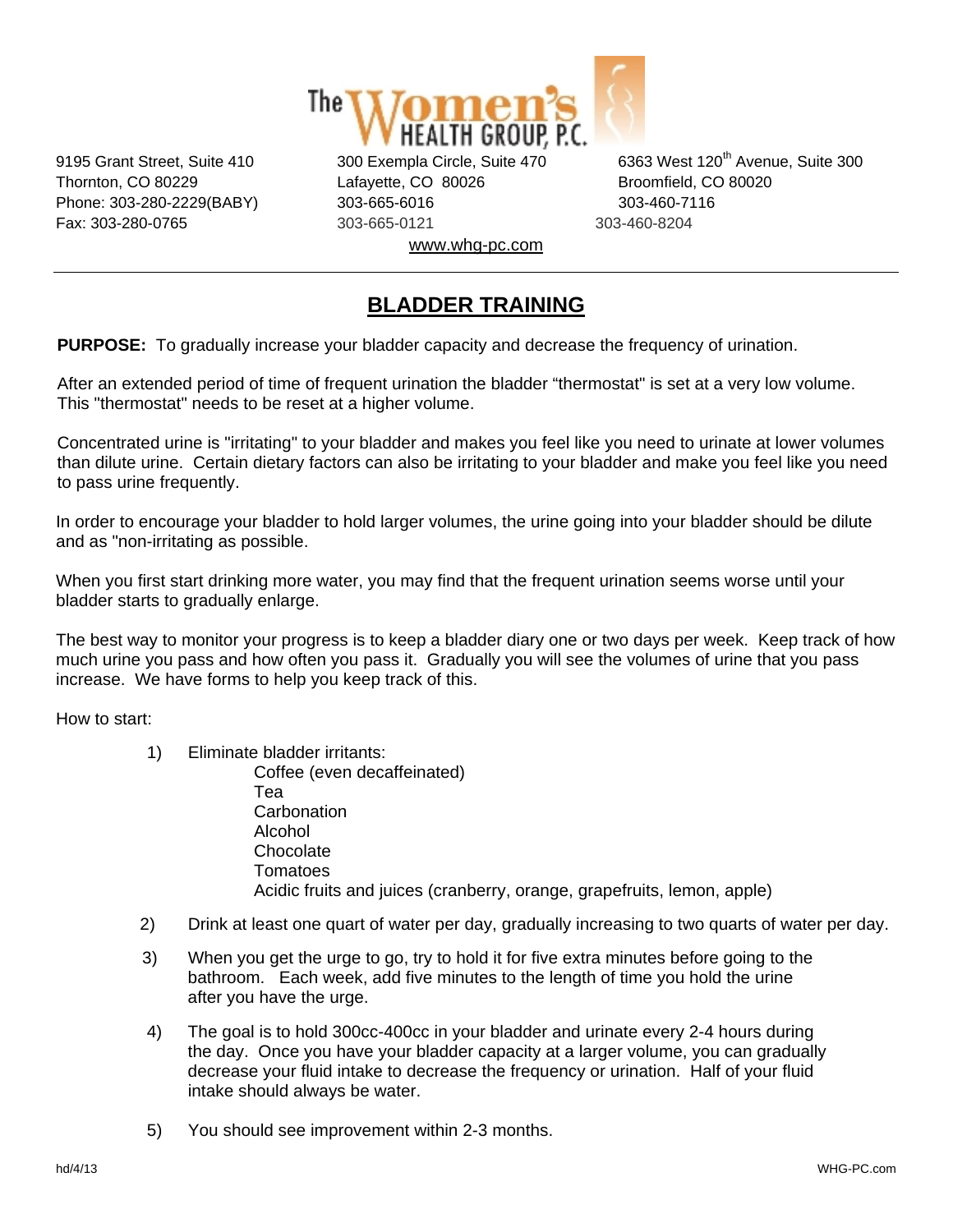The Women's HEALTH GROUP, P.C.

9195 Grant Street, Suite 410
Thornton, CO 80229
Phone: 303-280-2229(BABY)
Fax: 303-280-0765

300 Exempla Circle, Suite 470
Lafayette, CO 80026
303-665-6016
303-665-0121

6363 West 120th Avenue, Suite 300
Broomfield, CO 80020
303-460-7116
303-460-8204

www.whg-pc.com

---

# BLADDER TRAINING

**PURPOSE:** To gradually increase your bladder capacity and decrease the frequency of urination.

After an extended period of time of frequent urination the bladder "thermostat" is set at a very low volume. This "thermostat" needs to be reset at a higher volume.

Concentrated urine is "irritating" to your bladder and makes you feel like you need to urinate at lower volumes than dilute urine. Certain dietary factors can also be irritating to your bladder and make you feel like you need to pass urine frequently.

In order to encourage your bladder to hold larger volumes, the urine going into your bladder should be dilute and as "non-irritating as possible.

When you first start drinking more water, you may find that the frequent urination seems worse until your bladder starts to gradually enlarge.

The best way to monitor your progress is to keep a bladder diary one or two days per week. Keep track of how much urine you pass and how often you pass it. Gradually you will see the volumes of urine that you pass increase. We have forms to help you keep track of this.

How to start:

1) Eliminate bladder irritants:
   - Coffee (even decaffeinated)
   - Tea
   - Carbonation
   - Alcohol
   - Chocolate
   - Tomatoes
   - Acidic fruits and juices (cranberry, orange, grapefruits, lemon, apple)

2) Drink at least one quart of water per day, gradually increasing to two quarts of water per day.

3) When you get the urge to go, try to hold it for five extra minutes before going to the bathroom. Each week, add five minutes to the length of time you hold the urine after you have the urge.

4) The goal is to hold 300cc-400cc in your bladder and urinate every 2-4 hours during the day. Once you have your bladder capacity at a larger volume, you can gradually decrease your fluid intake to decrease the frequency or urination. Half of your fluid intake should always be water.

5) You should see improvement within 2-3 months.

hd/4/13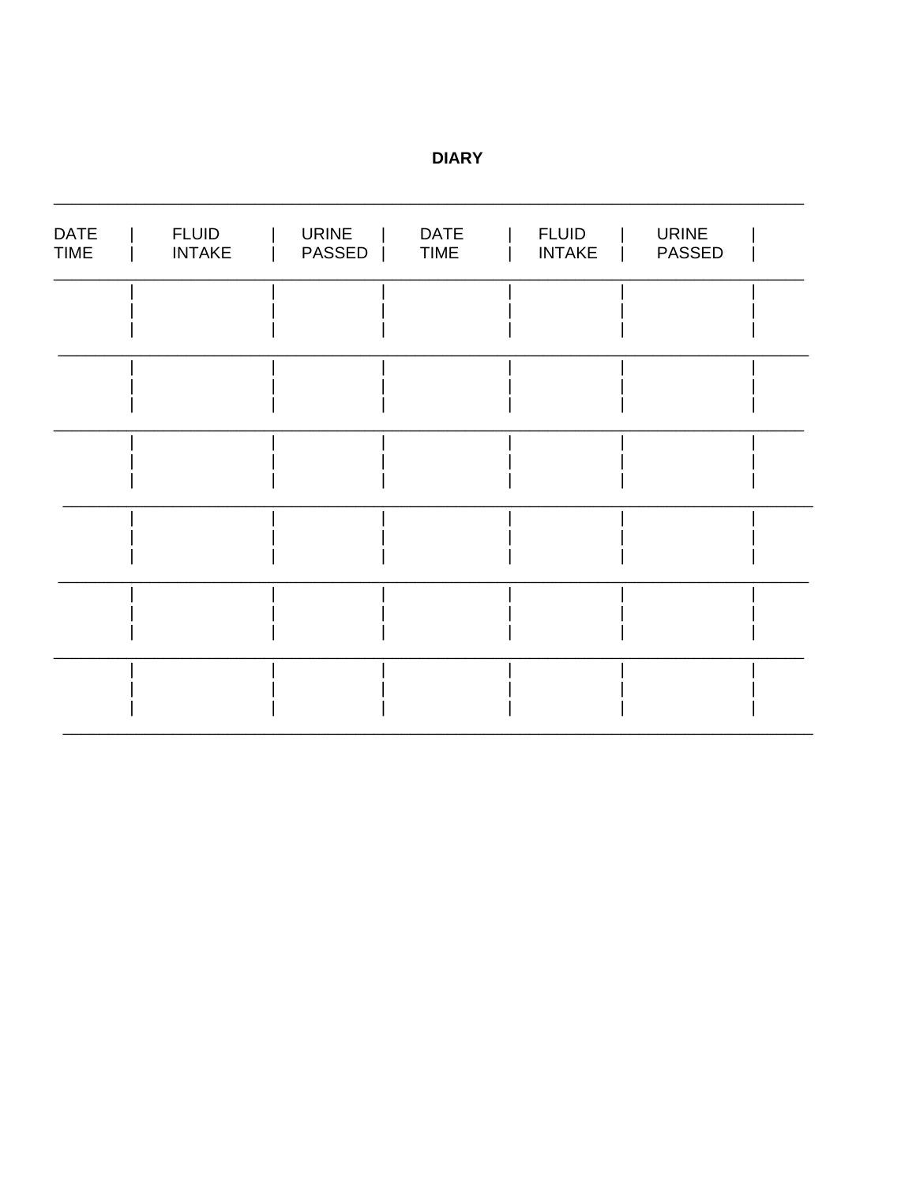**DIARY**

| DATE TIME | FLUID INTAKE | URINE PASSED | DATE TIME | FLUID INTAKE | URINE PASSED |
| --- | --- | --- | --- | --- | --- |
| | | | | | |
| | | | | | |
| | | | | | |
| | | | | | |
| | | | | | |
| | | | | | |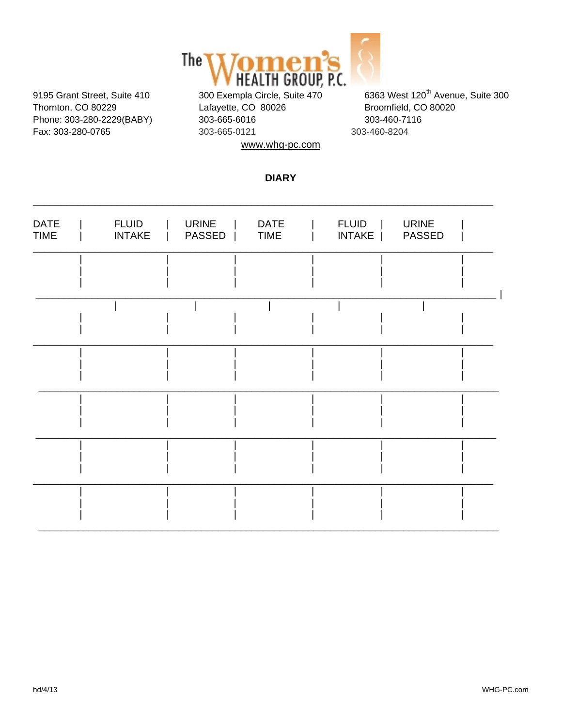The Women's HEALTH GROUP, P.C.

9195 Grant Street, Suite 410
Thornton, CO 80229
Phone: 303-280-2229(BABY)
Fax: 303-280-0765

300 Exempla Circle, Suite 470
Lafayette, CO 80026
303-665-6016
303-665-0121

6363 West 120th Avenue, Suite 300
Broomfield, CO 80020
303-460-7116
303-460-8204

www.whg-pc.com

**DIARY**

| DATE TIME | FLUID INTAKE | URINE PASSED | DATE TIME | FLUID INTAKE | URINE PASSED |
|---|---|---|---|---|---|
| | | | | | |
| | | | | | |
| | | | | | |
| | | | | | |
| | | | | | |
| | | | | | |

hd/4/13